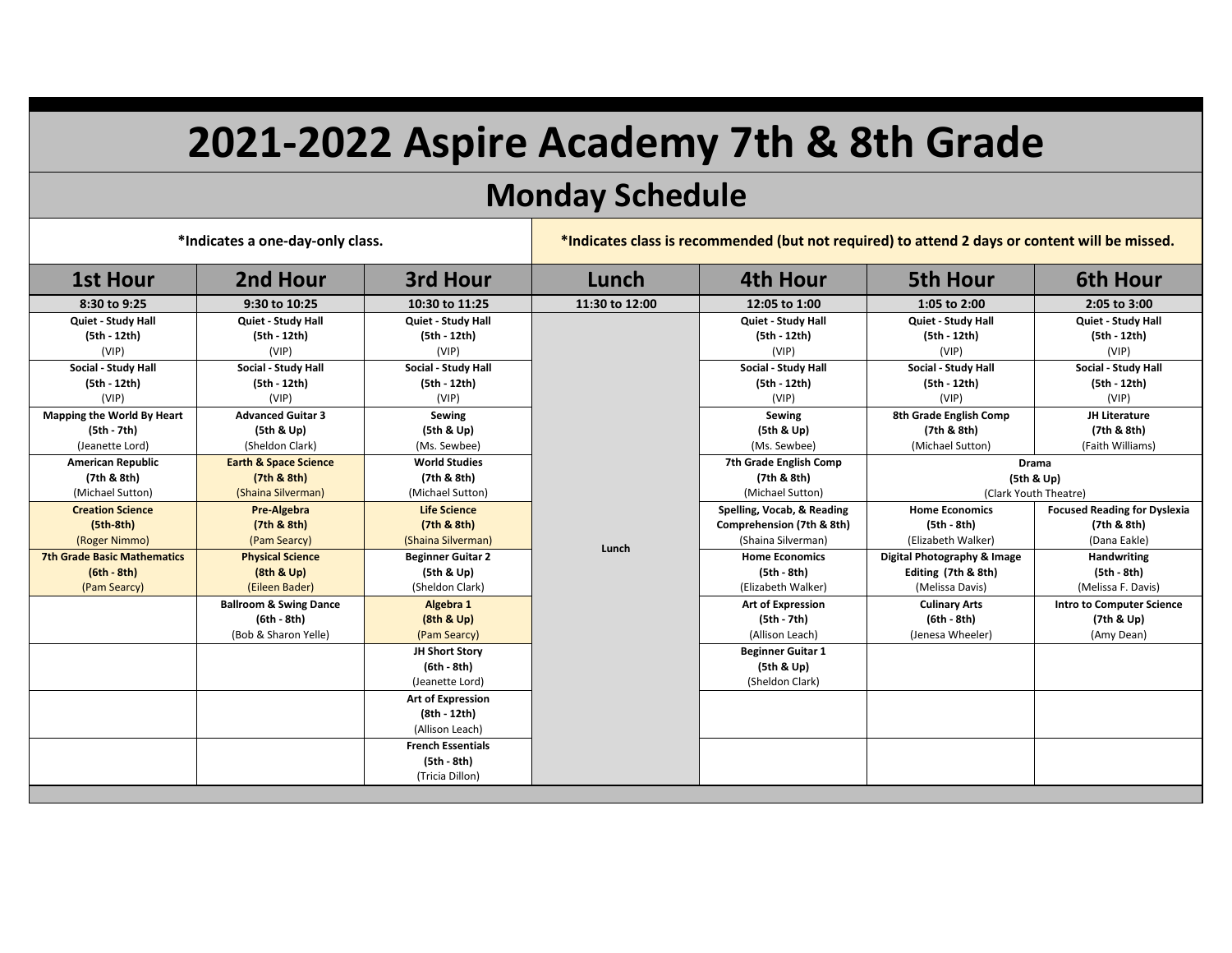# 2021-2022 Aspire Academy 7th & 8th Grade

## Monday Schedule

*Indicates a one-day-only class.

*Indicates class is recommended (but not required) to attend 2 days or content will be missed.

| 1st Hour | 2nd Hour | 3rd Hour | Lunch | 4th Hour | 5th Hour | 6th Hour |
|---|---|---|---|---|---|---|
| 8:30 to 9:25 | 9:30 to 10:25 | 10:30 to 11:25 | 11:30 to 12:00 | 12:05 to 1:00 | 1:05 to 2:00 | 2:05 to 3:00 |
| **Quiet - Study Hall** **(5th - 12th)** (VIP) | **Quiet - Study Hall** **(5th - 12th)** (VIP) | **Quiet - Study Hall** **(5th - 12th)** (VIP) | | **Quiet - Study Hall** **(5th - 12th)** (VIP) | **Quiet - Study Hall** **(5th - 12th)** (VIP) | **Quiet - Study Hall** **(5th - 12th)** (VIP) |
| **Social - Study Hall** **(5th - 12th)** (VIP) | **Social - Study Hall** **(5th - 12th)** (VIP) | **Social - Study Hall** **(5th - 12th)** (VIP) | | **Social - Study Hall** **(5th - 12th)** (VIP) | **Social - Study Hall** **(5th - 12th)** (VIP) | **Social - Study Hall** **(5th - 12th)** (VIP) |
| **Mapping the World By Heart** **(5th - 7th)** (Jeanette Lord) | **Advanced Guitar 3** **(5th & Up)** (Sheldon Clark) | **Sewing** **(5th & Up)** (Ms. Sewbee) | | **Sewing** **(5th & Up)** (Ms. Sewbee) | **8th Grade English Comp** **(7th & 8th)** (Michael Sutton) | **JH Literature** **(7th & 8th)** (Faith Williams) |
| **American Republic** **(7th & 8th)** (Michael Sutton) | **Earth & Space Science** **(7th & 8th)** (Shaina Silverman) | **World Studies** **(7th & 8th)** (Michael Sutton) | | **7th Grade English Comp** **(7th & 8th)** (Michael Sutton) | **Drama** **(5th & Up)** (Clark Youth Theatre) | |
| **Creation Science** **(5th-8th)** (Roger Nimmo) | **Pre-Algebra** **(7th & 8th)** (Pam Searcy) | **Life Science** **(7th & 8th)** (Shaina Silverman) | **Lunch** | **Spelling, Vocab, & Reading Comprehension (7th & 8th)** (Shaina Silverman) | **Home Economics** **(5th - 8th)** (Elizabeth Walker) | **Focused Reading for Dyslexia** **(7th & 8th)** (Dana Eakle) |
| **7th Grade Basic Mathematics** **(6th - 8th)** (Pam Searcy) | **Physical Science** **(8th & Up)** (Eileen Bader) | **Beginner Guitar 2** **(5th & Up)** (Sheldon Clark) | | **Home Economics** **(5th - 8th)** (Elizabeth Walker) | **Digital Photography & Image Editing (7th & 8th)** (Melissa Davis) | **Handwriting** **(5th - 8th)** (Melissa F. Davis) |
| | **Ballroom & Swing Dance** **(6th - 8th)** (Bob & Sharon Yelle) | **Algebra 1** **(8th & Up)** (Pam Searcy) | | **Art of Expression** **(5th - 7th)** (Allison Leach) | **Culinary Arts** **(6th - 8th)** (Jenesa Wheeler) | **Intro to Computer Science** **(7th & Up)** (Amy Dean) |
| | | **JH Short Story** **(6th - 8th)** (Jeanette Lord) | | **Beginner Guitar 1** **(5th & Up)** (Sheldon Clark) | | |
| | | **Art of Expression** **(8th - 12th)** (Allison Leach) | | | | |
| | | **French Essentials** **(5th - 8th)** (Tricia Dillon) | | | | |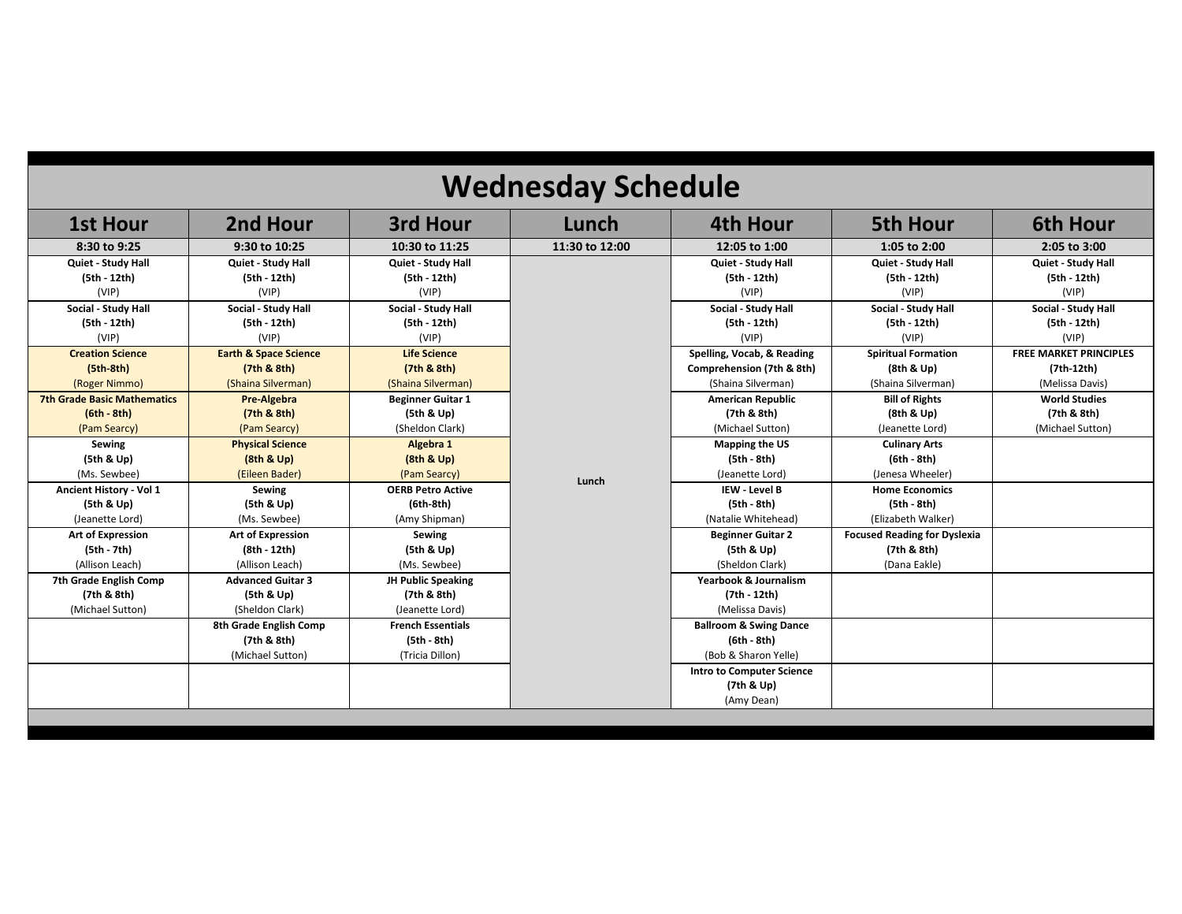# Wednesday Schedule

| 1st Hour | 2nd Hour | 3rd Hour | Lunch | 4th Hour | 5th Hour | 6th Hour |
|---|---|---|---|---|---|---|
| 8:30 to 9:25 | 9:30 to 10:25 | 10:30 to 11:25 | 11:30 to 12:00 | 12:05 to 1:00 | 1:05 to 2:00 | 2:05 to 3:00 |
| **Quiet - Study Hall** **(5th - 12th)** (VIP) | **Quiet - Study Hall** **(5th - 12th)** (VIP) | **Quiet - Study Hall** **(5th - 12th)** (VIP) | Lunch | **Quiet - Study Hall** **(5th - 12th)** (VIP) | **Quiet - Study Hall** **(5th - 12th)** (VIP) | **Quiet - Study Hall** **(5th - 12th)** (VIP) |
| **Social - Study Hall** **(5th - 12th)** (VIP) | **Social - Study Hall** **(5th - 12th)** (VIP) | **Social - Study Hall** **(5th - 12th)** (VIP) | | **Social - Study Hall** **(5th - 12th)** (VIP) | **Social - Study Hall** **(5th - 12th)** (VIP) | **Social - Study Hall** **(5th - 12th)** (VIP) |
| **Creation Science** **(5th-8th)** (Roger Nimmo) | **Earth & Space Science** **(7th & 8th)** (Shaina Silverman) | **Life Science** **(7th & 8th)** (Shaina Silverman) | | **Spelling, Vocab, & Reading Comprehension (7th & 8th)** (Shaina Silverman) | **Spiritual Formation** **(8th & Up)** (Shaina Silverman) | **FREE MARKET PRINCIPLES** **(7th-12th)** (Melissa Davis) |
| **7th Grade Basic Mathematics** **(6th - 8th)** (Pam Searcy) | **Pre-Algebra** **(7th & 8th)** (Pam Searcy) | **Beginner Guitar 1** **(5th & Up)** (Sheldon Clark) | | **American Republic** **(7th & 8th)** (Michael Sutton) | **Bill of Rights** **(8th & Up)** (Jeanette Lord) | **World Studies** **(7th & 8th)** (Michael Sutton) |
| **Sewing** **(5th & Up)** (Ms. Sewbee) | **Physical Science** **(8th & Up)** (Eileen Bader) | **Algebra 1** **(8th & Up)** (Pam Searcy) | | **Mapping the US** **(5th - 8th)** (Jeanette Lord) | **Culinary Arts** **(6th - 8th)** (Jenesa Wheeler) | |
| **Ancient History - Vol 1** **(5th & Up)** (Jeanette Lord) | **Sewing** **(5th & Up)** (Ms. Sewbee) | **OERB Petro Active** **(6th-8th)** (Amy Shipman) | | **IEW - Level B** **(5th - 8th)** (Natalie Whitehead) | **Home Economics** **(5th - 8th)** (Elizabeth Walker) | |
| **Art of Expression** **(5th - 7th)** (Allison Leach) | **Art of Expression** **(8th - 12th)** (Allison Leach) | **Sewing** **(5th & Up)** (Ms. Sewbee) | | **Beginner Guitar 2** **(5th & Up)** (Sheldon Clark) | **Focused Reading for Dyslexia** **(7th & 8th)** (Dana Eakle) | |
| **7th Grade English Comp** **(7th & 8th)** (Michael Sutton) | **Advanced Guitar 3** **(5th & Up)** (Sheldon Clark) | **JH Public Speaking** **(7th & 8th)** (Jeanette Lord) | | **Yearbook & Journalism** **(7th - 12th)** (Melissa Davis) | | |
| | **8th Grade English Comp** **(7th & 8th)** (Michael Sutton) | **French Essentials** **(5th - 8th)** (Tricia Dillon) | | **Ballroom & Swing Dance** **(6th - 8th)** (Bob & Sharon Yelle) | | |
| | | | | **Intro to Computer Science** **(7th & Up)** (Amy Dean) | | |